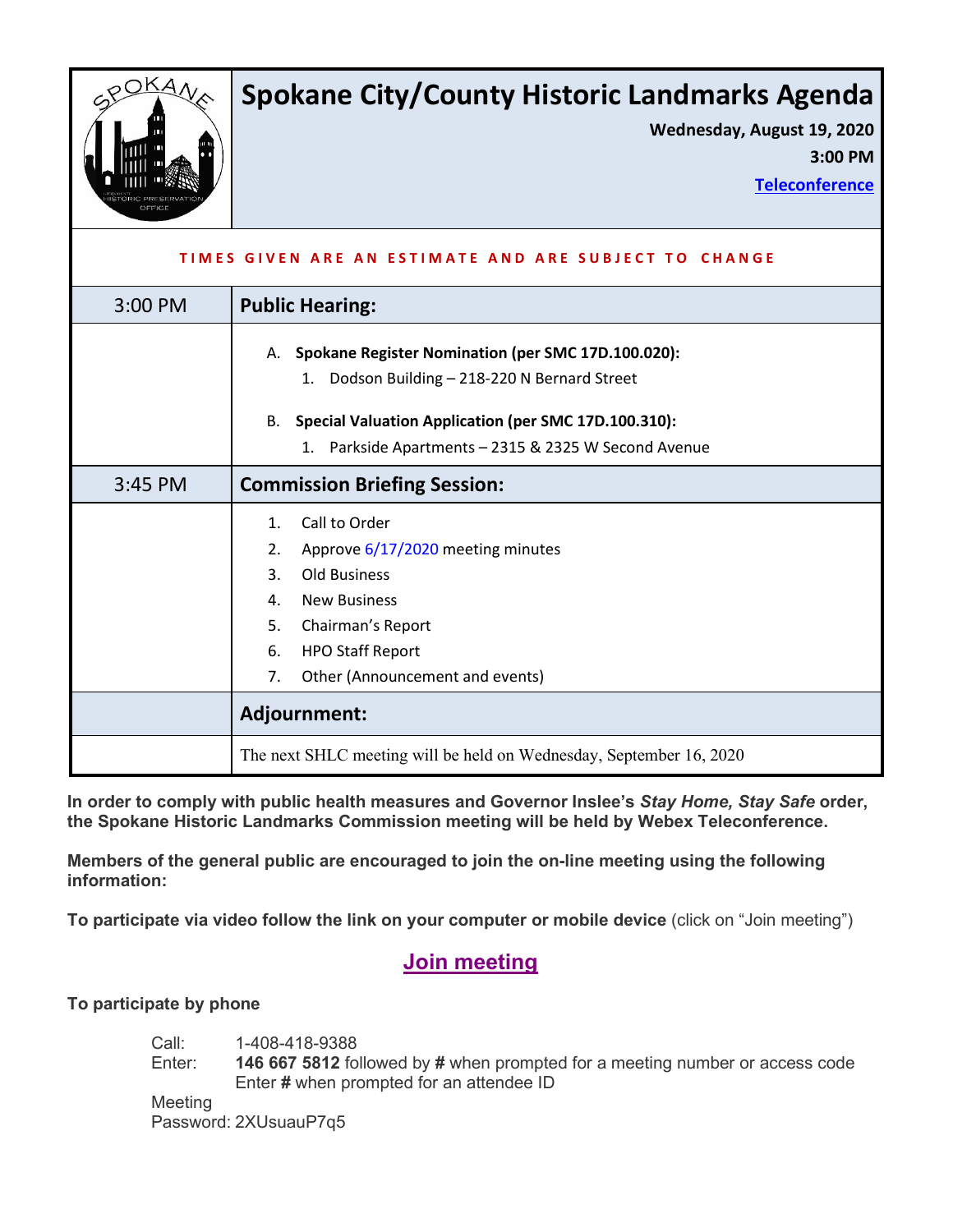# Spokane City/County Historic Landmarks Agenda

**Wednesday, August 19, 2020**

**3:00 PM**

**Teleconference**

TIMES GIVEN ARE AN ESTIMATE AND ARE SUBJECT TO CHANGE

| | |
|---|---|
| 3:00 PM | **Public Hearing:** |
| | A. **Spokane Register Nomination (per SMC 17D.100.020):**<br>1. Dodson Building – 218-220 N Bernard Street<br><br>B. **Special Valuation Application (per SMC 17D.100.310):**<br>1. Parkside Apartments – 2315 & 2325 W Second Avenue |
| 3:45 PM | **Commission Briefing Session:** |
| | 1. Call to Order<br>2. Approve 6/17/2020 meeting minutes<br>3. Old Business<br>4. New Business<br>5. Chairman's Report<br>6. HPO Staff Report<br>7. Other (Announcement and events) |
| | **Adjournment:** |
| | The next SHLC meeting will be held on Wednesday, September 16, 2020 |

**In order to comply with public health measures and Governor Inslee's *Stay Home, Stay Safe* order, the Spokane Historic Landmarks Commission meeting will be held by Webex Teleconference.**

**Members of the general public are encouraged to join the on-line meeting using the following information:**

**To participate via video follow the link on your computer or mobile device** (click on "Join meeting")

## Join meeting

**To participate by phone**

Call: 1-408-418-9388
Enter: **146 667 5812** followed by **#** when prompted for a meeting number or access code
Enter **#** when prompted for an attendee ID
Meeting Password: 2XUsuauP7q5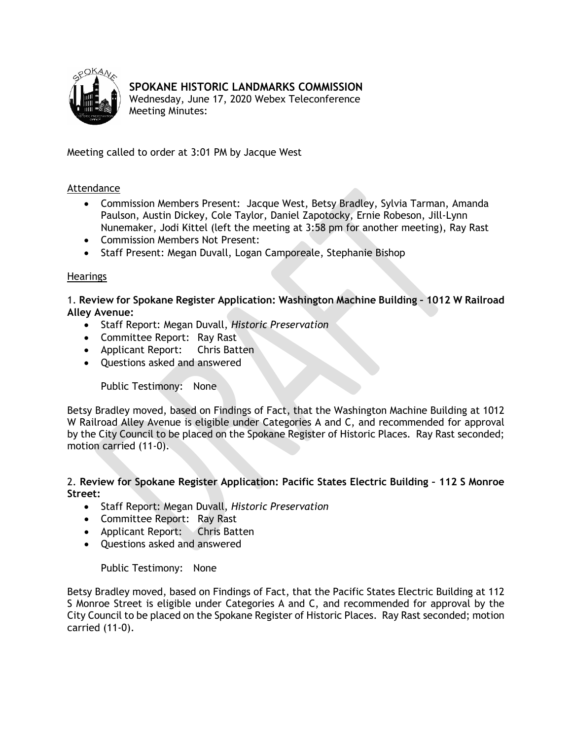**SPOKANE HISTORIC LANDMARKS COMMISSION**
Wednesday, June 17, 2020 Webex Teleconference
Meeting Minutes:

Meeting called to order at 3:01 PM by Jacque West

Attendance

- Commission Members Present: Jacque West, Betsy Bradley, Sylvia Tarman, Amanda Paulson, Austin Dickey, Cole Taylor, Daniel Zapotocky, Ernie Robeson, Jill-Lynn Nunemaker, Jodi Kittel (left the meeting at 3:58 pm for another meeting), Ray Rast
- Commission Members Not Present:
- Staff Present: Megan Duvall, Logan Camporeale, Stephanie Bishop

Hearings

1. **Review for Spokane Register Application: Washington Machine Building – 1012 W Railroad Alley Avenue:**
   - Staff Report: Megan Duvall, *Historic Preservation*
   - Committee Report: Ray Rast
   - Applicant Report: Chris Batten
   - Questions asked and answered

   Public Testimony: None

Betsy Bradley moved, based on Findings of Fact, that the Washington Machine Building at 1012 W Railroad Alley Avenue is eligible under Categories A and C, and recommended for approval by the City Council to be placed on the Spokane Register of Historic Places. Ray Rast seconded; motion carried (11-0).

2. **Review for Spokane Register Application: Pacific States Electric Building – 112 S Monroe Street:**
   - Staff Report: Megan Duvall, *Historic Preservation*
   - Committee Report: Ray Rast
   - Applicant Report: Chris Batten
   - Questions asked and answered

   Public Testimony: None

Betsy Bradley moved, based on Findings of Fact, that the Pacific States Electric Building at 112 S Monroe Street is eligible under Categories A and C, and recommended for approval by the City Council to be placed on the Spokane Register of Historic Places. Ray Rast seconded; motion carried (11-0).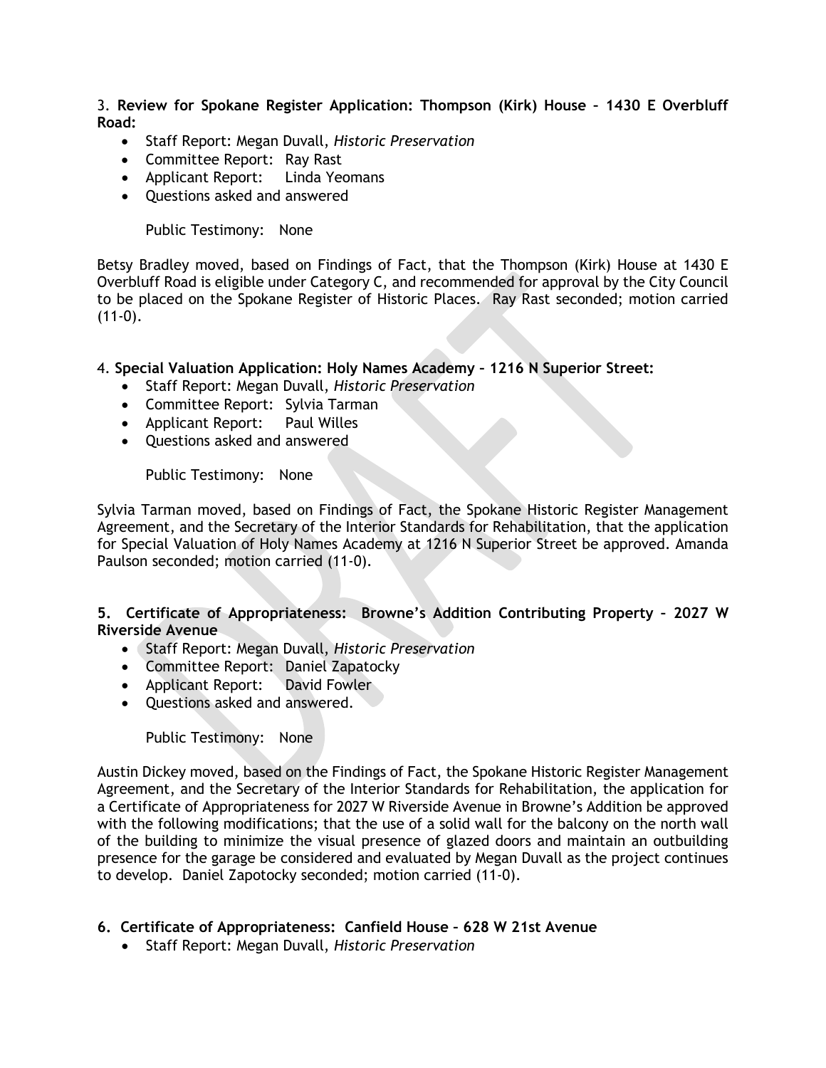3. **Review for Spokane Register Application: Thompson (Kirk) House – 1430 E Overbluff Road:**

- Staff Report: Megan Duvall, *Historic Preservation*
- Committee Report: Ray Rast
- Applicant Report: Linda Yeomans
- Questions asked and answered

Public Testimony: None

Betsy Bradley moved, based on Findings of Fact, that the Thompson (Kirk) House at 1430 E Overbluff Road is eligible under Category C, and recommended for approval by the City Council to be placed on the Spokane Register of Historic Places. Ray Rast seconded; motion carried (11-0).

4. **Special Valuation Application: Holy Names Academy – 1216 N Superior Street:**

- Staff Report: Megan Duvall, *Historic Preservation*
- Committee Report: Sylvia Tarman
- Applicant Report: Paul Willes
- Questions asked and answered

Public Testimony: None

Sylvia Tarman moved, based on Findings of Fact, the Spokane Historic Register Management Agreement, and the Secretary of the Interior Standards for Rehabilitation, that the application for Special Valuation of Holy Names Academy at 1216 N Superior Street be approved. Amanda Paulson seconded; motion carried (11-0).

**5. Certificate of Appropriateness: Browne's Addition Contributing Property – 2027 W Riverside Avenue**

- Staff Report: Megan Duvall, *Historic Preservation*
- Committee Report: Daniel Zapatocky
- Applicant Report: David Fowler
- Questions asked and answered.

Public Testimony: None

Austin Dickey moved, based on the Findings of Fact, the Spokane Historic Register Management Agreement, and the Secretary of the Interior Standards for Rehabilitation, the application for a Certificate of Appropriateness for 2027 W Riverside Avenue in Browne's Addition be approved with the following modifications; that the use of a solid wall for the balcony on the north wall of the building to minimize the visual presence of glazed doors and maintain an outbuilding presence for the garage be considered and evaluated by Megan Duvall as the project continues to develop. Daniel Zapotocky seconded; motion carried (11-0).

**6. Certificate of Appropriateness: Canfield House – 628 W 21st Avenue**

- Staff Report: Megan Duvall, *Historic Preservation*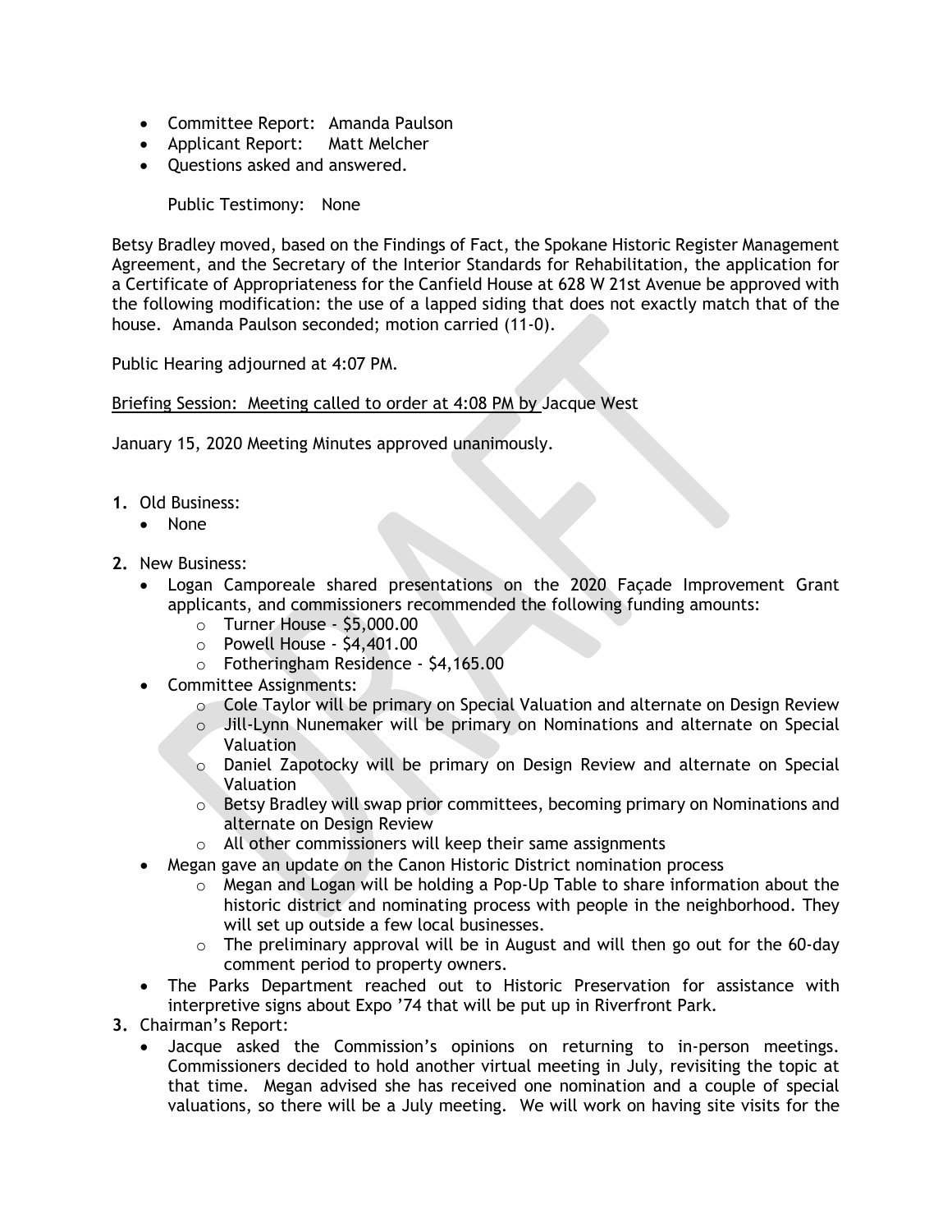- Committee Report: Amanda Paulson
- Applicant Report: Matt Melcher
- Questions asked and answered.

Public Testimony: None

Betsy Bradley moved, based on the Findings of Fact, the Spokane Historic Register Management Agreement, and the Secretary of the Interior Standards for Rehabilitation, the application for a Certificate of Appropriateness for the Canfield House at 628 W 21st Avenue be approved with the following modification: the use of a lapped siding that does not exactly match that of the house. Amanda Paulson seconded; motion carried (11-0).

Public Hearing adjourned at 4:07 PM.

Briefing Session: Meeting called to order at 4:08 PM by Jacque West

January 15, 2020 Meeting Minutes approved unanimously.

1. Old Business:
   - None
2. New Business:
   - Logan Camporeale shared presentations on the 2020 Façade Improvement Grant applicants, and commissioners recommended the following funding amounts:
     - Turner House - $5,000.00
     - Powell House - $4,401.00
     - Fotheringham Residence - $4,165.00
   - Committee Assignments:
     - Cole Taylor will be primary on Special Valuation and alternate on Design Review
     - Jill-Lynn Nunemaker will be primary on Nominations and alternate on Special Valuation
     - Daniel Zapotocky will be primary on Design Review and alternate on Special Valuation
     - Betsy Bradley will swap prior committees, becoming primary on Nominations and alternate on Design Review
     - All other commissioners will keep their same assignments
   - Megan gave an update on the Canon Historic District nomination process
     - Megan and Logan will be holding a Pop-Up Table to share information about the historic district and nominating process with people in the neighborhood. They will set up outside a few local businesses.
     - The preliminary approval will be in August and will then go out for the 60-day comment period to property owners.
   - The Parks Department reached out to Historic Preservation for assistance with interpretive signs about Expo '74 that will be put up in Riverfront Park.
3. Chairman's Report:
   - Jacque asked the Commission's opinions on returning to in-person meetings. Commissioners decided to hold another virtual meeting in July, revisiting the topic at that time. Megan advised she has received one nomination and a couple of special valuations, so there will be a July meeting. We will work on having site visits for the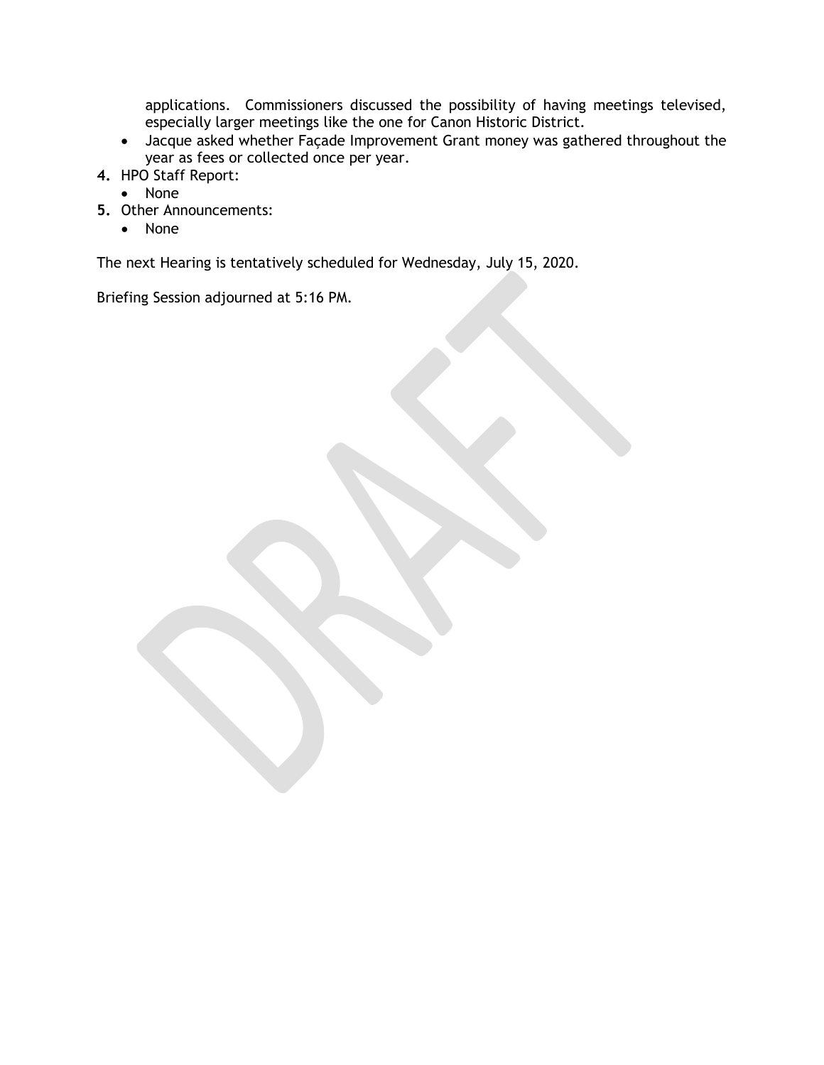applications. Commissioners discussed the possibility of having meetings televised, especially larger meetings like the one for Canon Historic District.

- Jacque asked whether Façade Improvement Grant money was gathered throughout the year as fees or collected once per year.

4. HPO Staff Report:
   - None
5. Other Announcements:
   - None

The next Hearing is tentatively scheduled for Wednesday, July 15, 2020.

Briefing Session adjourned at 5:16 PM.